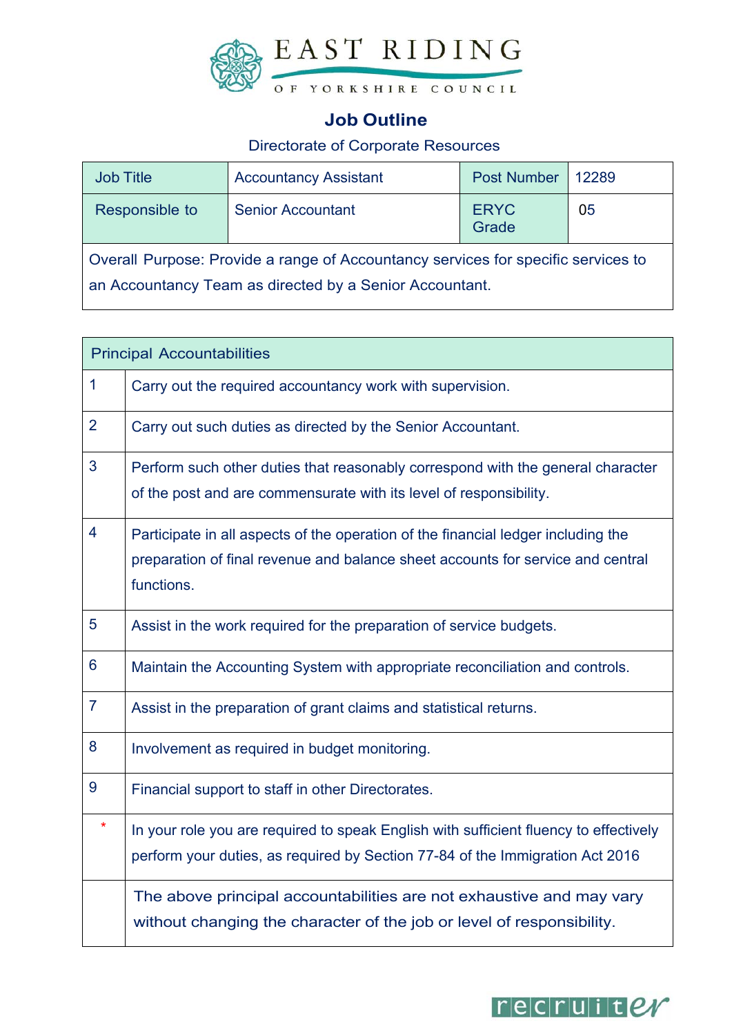# EAST RIDING

OF YORKSHIRE COUNCIL

## Job Outline

Directorate of Corporate Resources

| Job Title | Accountancy Assistant | Post Number | 12289 |
|---|---|---|---|
| Responsible to | Senior Accountant | ERYC Grade | 05 |
| Overall Purpose: Provide a range of Accountancy services for specific services to an Accountancy Team as directed by a Senior Accountant. | | | |

| Principal Accountabilities | |
|---|---|
| 1 | Carry out the required accountancy work with supervision. |
| 2 | Carry out such duties as directed by the Senior Accountant. |
| 3 | Perform such other duties that reasonably correspond with the general character of the post and are commensurate with its level of responsibility. |
| 4 | Participate in all aspects of the operation of the financial ledger including the preparation of final revenue and balance sheet accounts for service and central functions. |
| 5 | Assist in the work required for the preparation of service budgets. |
| 6 | Maintain the Accounting System with appropriate reconciliation and controls. |
| 7 | Assist in the preparation of grant claims and statistical returns. |
| 8 | Involvement as required in budget monitoring. |
| 9 | Financial support to staff in other Directorates. |
| * | In your role you are required to speak English with sufficient fluency to effectively perform your duties, as required by Section 77-84 of the Immigration Act 2016 |
| | The above principal accountabilities are not exhaustive and may vary without changing the character of the job or level of responsibility. |

recruiter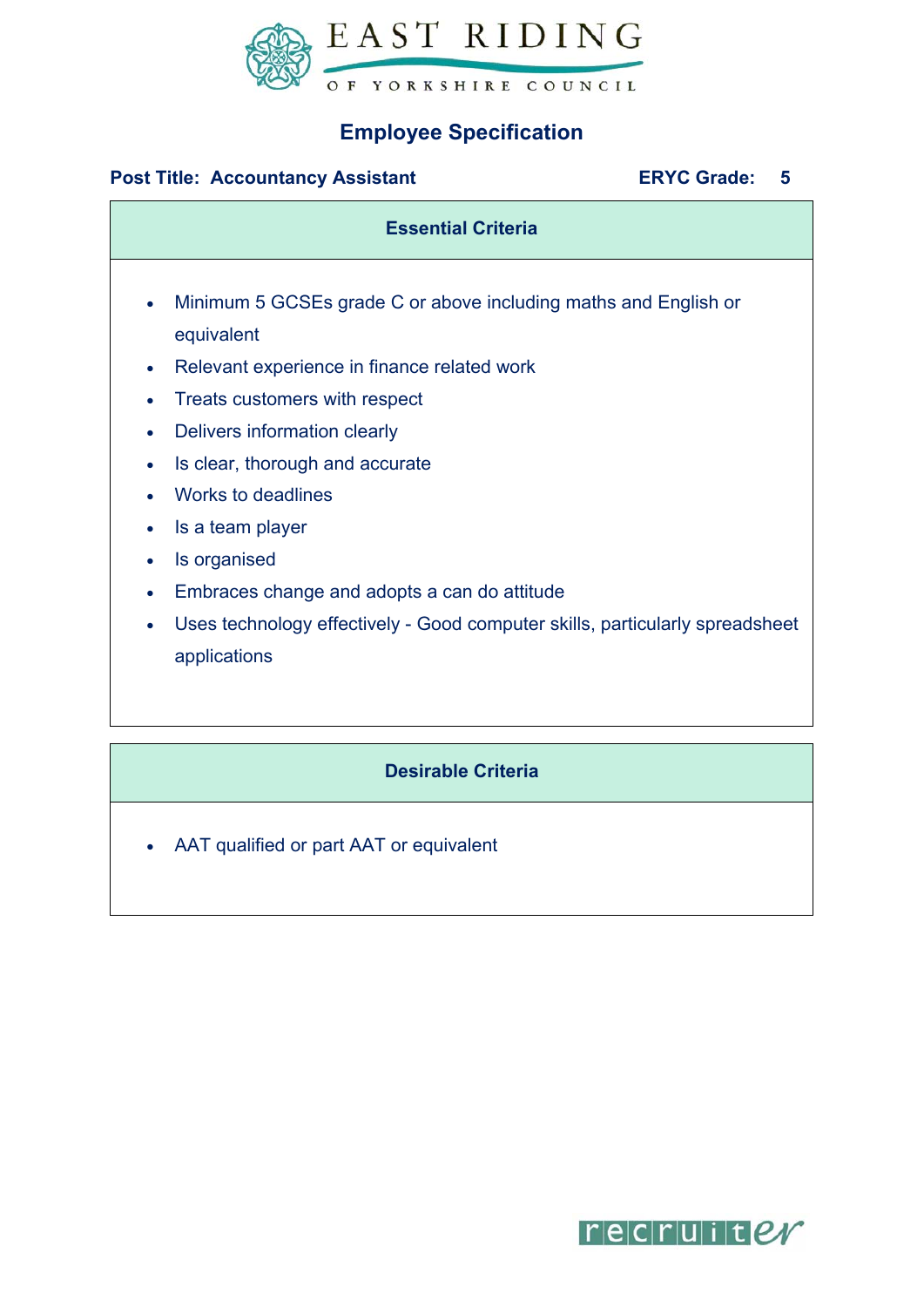EAST RIDING OF YORKSHIRE COUNCIL

# Employee Specification

**Post Title: Accountancy Assistant** **ERYC Grade: 5**

## Essential Criteria

- Minimum 5 GCSEs grade C or above including maths and English or equivalent
- Relevant experience in finance related work
- Treats customers with respect
- Delivers information clearly
- Is clear, thorough and accurate
- Works to deadlines
- Is a team player
- Is organised
- Embraces change and adopts a can do attitude
- Uses technology effectively - Good computer skills, particularly spreadsheet applications

## Desirable Criteria

- AAT qualified or part AAT or equivalent

recruiter